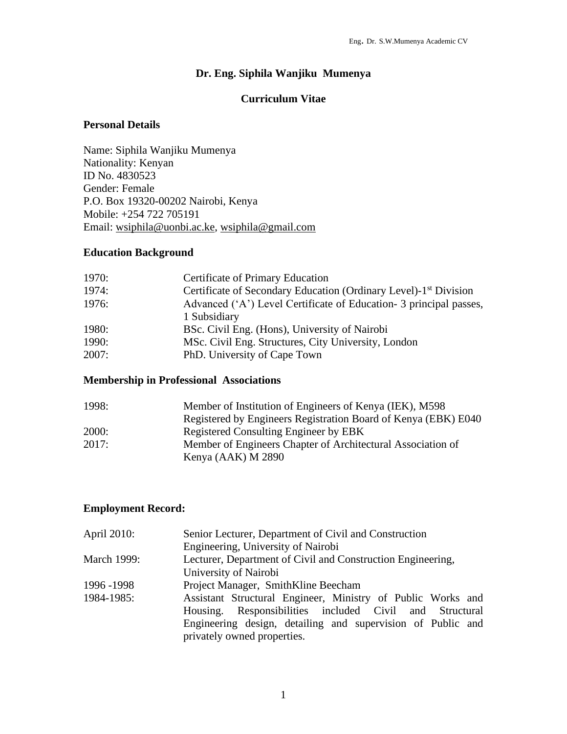# Dr. Eng. Siphila Wanjiku Mumenya

## Curriculum Vitae

### Personal Details

Name: Siphila Wanjiku Mumenya
Nationality: Kenyan
ID No. 4830523
Gender: Female
P.O. Box 19320-00202 Nairobi, Kenya
Mobile: +254 722 705191
Email: wsiphila@uonbi.ac.ke, wsiphila@gmail.com

### Education Background

| | |
|---|---|
| 1970: | Certificate of Primary Education |
| 1974: | Certificate of Secondary Education (Ordinary Level)-1st Division |
| 1976: | Advanced ('A') Level Certificate of Education- 3 principal passes, 1 Subsidiary |
| 1980: | BSc. Civil Eng. (Hons), University of Nairobi |
| 1990: | MSc. Civil Eng. Structures, City University, London |
| 2007: | PhD. University of Cape Town |

### Membership in Professional Associations

| | |
|---|---|
| 1998: | Member of Institution of Engineers of Kenya (IEK), M598<br>Registered by Engineers Registration Board of Kenya (EBK) E040 |
| 2000: | Registered Consulting Engineer by EBK |
| 2017: | Member of Engineers Chapter of Architectural Association of Kenya (AAK) M 2890 |

### Employment Record:

| | |
|---|---|
| April 2010: | Senior Lecturer, Department of Civil and Construction Engineering, University of Nairobi |
| March 1999: | Lecturer, Department of Civil and Construction Engineering, University of Nairobi |
| 1996 -1998 | Project Manager, SmithKline Beecham |
| 1984-1985: | Assistant Structural Engineer, Ministry of Public Works and Housing. Responsibilities included Civil and Structural Engineering design, detailing and supervision of Public and privately owned properties. |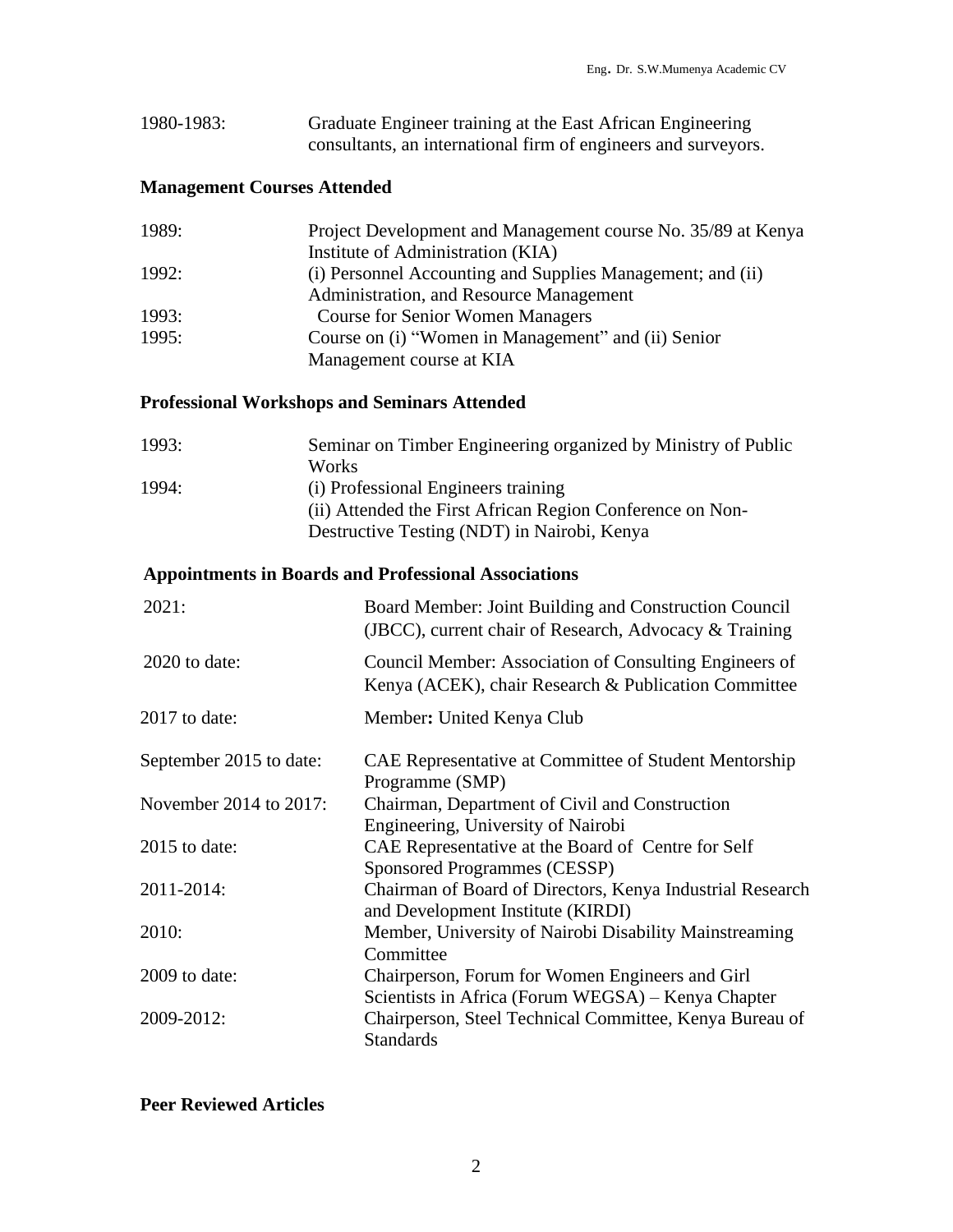| | |
|---|---|
| 1980-1983: | Graduate Engineer training at the East African Engineering consultants, an international firm of engineers and surveyors. |

## Management Courses Attended

| | |
|---|---|
| 1989: | Project Development and Management course No. 35/89 at Kenya Institute of Administration (KIA) |
| 1992: | (i) Personnel Accounting and Supplies Management; and (ii) Administration, and Resource Management |
| 1993: | Course for Senior Women Managers |
| 1995: | Course on (i) "Women in Management" and (ii) Senior Management course at KIA |

## Professional Workshops and Seminars Attended

| | |
|---|---|
| 1993: | Seminar on Timber Engineering organized by Ministry of Public Works |
| 1994: | (i) Professional Engineers training<br>(ii) Attended the First African Region Conference on Non-Destructive Testing (NDT) in Nairobi, Kenya |

## Appointments in Boards and Professional Associations

| | |
|---|---|
| 2021: | Board Member: Joint Building and Construction Council (JBCC), current chair of Research, Advocacy & Training |
| 2020 to date: | Council Member: Association of Consulting Engineers of Kenya (ACEK), chair Research & Publication Committee |
| 2017 to date: | Member**:** United Kenya Club |
| September 2015 to date: | CAE Representative at Committee of Student Mentorship Programme (SMP) |
| November 2014 to 2017: | Chairman, Department of Civil and Construction Engineering, University of Nairobi |
| 2015 to date: | CAE Representative at the Board of Centre for Self Sponsored Programmes (CESSP) |
| 2011-2014: | Chairman of Board of Directors, Kenya Industrial Research and Development Institute (KIRDI) |
| 2010: | Member, University of Nairobi Disability Mainstreaming Committee |
| 2009 to date: | Chairperson, Forum for Women Engineers and Girl Scientists in Africa (Forum WEGSA) – Kenya Chapter |
| 2009-2012: | Chairperson, Steel Technical Committee, Kenya Bureau of Standards |

## Peer Reviewed Articles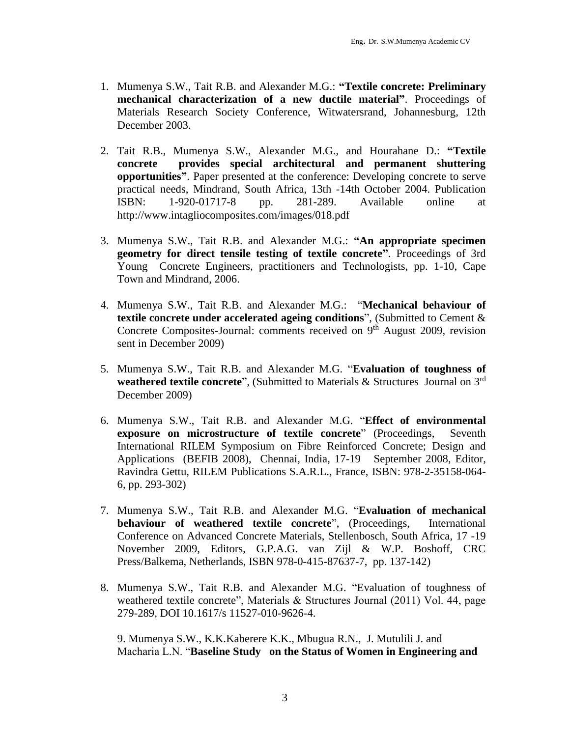1. Mumenya S.W., Tait R.B. and Alexander M.G.: **"Textile concrete: Preliminary mechanical characterization of a new ductile material"**. Proceedings of Materials Research Society Conference, Witwatersrand, Johannesburg, 12th December 2003.

2. Tait R.B., Mumenya S.W., Alexander M.G., and Hourahane D.: **"Textile concrete provides special architectural and permanent shuttering opportunities"**. Paper presented at the conference: Developing concrete to serve practical needs, Mindrand, South Africa, 13th -14th October 2004. Publication ISBN: 1-920-01717-8 pp. 281-289. Available online at http://www.intagliocomposites.com/images/018.pdf

3. Mumenya S.W., Tait R.B. and Alexander M.G.: **"An appropriate specimen geometry for direct tensile testing of textile concrete"**. Proceedings of 3rd Young Concrete Engineers, practitioners and Technologists, pp. 1-10, Cape Town and Mindrand, 2006.

4. Mumenya S.W., Tait R.B. and Alexander M.G.: "**Mechanical behaviour of textile concrete under accelerated ageing conditions**", (Submitted to Cement & Concrete Composites-Journal: comments received on 9th August 2009, revision sent in December 2009)

5. Mumenya S.W., Tait R.B. and Alexander M.G. "**Evaluation of toughness of weathered textile concrete**", (Submitted to Materials & Structures Journal on 3rd December 2009)

6. Mumenya S.W., Tait R.B. and Alexander M.G. "**Effect of environmental exposure on microstructure of textile concrete**" (Proceedings, Seventh International RILEM Symposium on Fibre Reinforced Concrete; Design and Applications (BEFIB 2008), Chennai, India, 17-19 September 2008, Editor, Ravindra Gettu, RILEM Publications S.A.R.L., France, ISBN: 978-2-35158-064-6, pp. 293-302)

7. Mumenya S.W., Tait R.B. and Alexander M.G. "**Evaluation of mechanical behaviour of weathered textile concrete**", (Proceedings, International Conference on Advanced Concrete Materials, Stellenbosch, South Africa, 17 -19 November 2009, Editors, G.P.A.G. van Zijl & W.P. Boshoff, CRC Press/Balkema, Netherlands, ISBN 978-0-415-87637-7, pp. 137-142)

8. Mumenya S.W., Tait R.B. and Alexander M.G. "Evaluation of toughness of weathered textile concrete", Materials & Structures Journal (2011) Vol. 44, page 279-289, DOI 10.1617/s 11527-010-9626-4.

9. Mumenya S.W., K.K.Kaberere K.K., Mbugua R.N., J. Mutulili J. and Macharia L.N. "**Baseline Study on the Status of Women in Engineering and**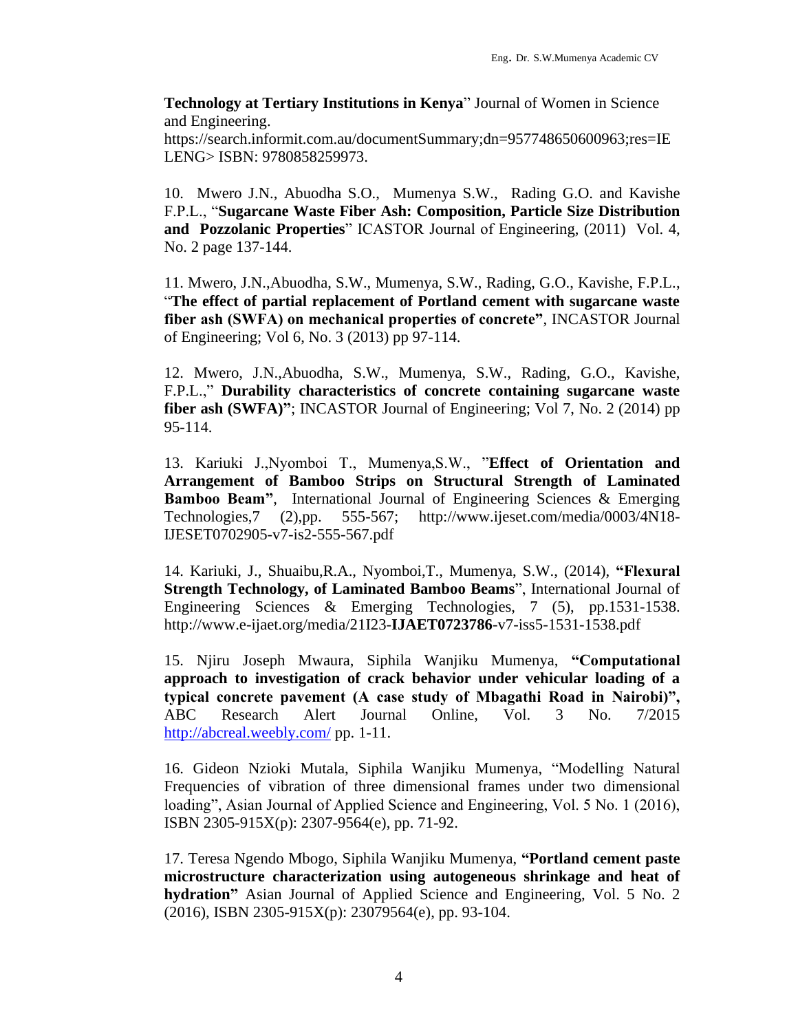**Technology at Tertiary Institutions in Kenya**" Journal of Women in Science and Engineering. https://search.informit.com.au/documentSummary;dn=957748650600963;res=IELENG> ISBN: 9780858259973.

10. Mwero J.N., Abuodha S.O., Mumenya S.W., Rading G.O. and Kavishe F.P.L., "**Sugarcane Waste Fiber Ash: Composition, Particle Size Distribution and Pozzolanic Properties**" ICASTOR Journal of Engineering, (2011) Vol. 4, No. 2 page 137-144.

11. Mwero, J.N.,Abuodha, S.W., Mumenya, S.W., Rading, G.O., Kavishe, F.P.L., "**The effect of partial replacement of Portland cement with sugarcane waste fiber ash (SWFA) on mechanical properties of concrete"**, INCASTOR Journal of Engineering; Vol 6, No. 3 (2013) pp 97-114.

12. Mwero, J.N.,Abuodha, S.W., Mumenya, S.W., Rading, G.O., Kavishe, F.P.L.," **Durability characteristics of concrete containing sugarcane waste fiber ash (SWFA)"**; INCASTOR Journal of Engineering; Vol 7, No. 2 (2014) pp 95-114.

13. Kariuki J.,Nyomboi T., Mumenya,S.W., "**Effect of Orientation and Arrangement of Bamboo Strips on Structural Strength of Laminated Bamboo Beam"**, International Journal of Engineering Sciences & Emerging Technologies,7 (2),pp. 555-567; http://www.ijeset.com/media/0003/4N18-IJESET0702905-v7-is2-555-567.pdf

14. Kariuki, J., Shuaibu,R.A., Nyomboi,T., Mumenya, S.W., (2014), **"Flexural Strength Technology, of Laminated Bamboo Beams**", International Journal of Engineering Sciences & Emerging Technologies, 7 (5), pp.1531-1538. http://www.e-ijaet.org/media/21I23-**IJAET0723786**-v7-iss5-1531-1538.pdf

15. Njiru Joseph Mwaura, Siphila Wanjiku Mumenya, **"Computational approach to investigation of crack behavior under vehicular loading of a typical concrete pavement (A case study of Mbagathi Road in Nairobi)",** ABC Research Alert Journal Online, Vol. 3 No. 7/2015 http://abcreal.weebly.com/ pp. 1-11.

16. Gideon Nzioki Mutala, Siphila Wanjiku Mumenya, "Modelling Natural Frequencies of vibration of three dimensional frames under two dimensional loading", Asian Journal of Applied Science and Engineering, Vol. 5 No. 1 (2016), ISBN 2305-915X(p): 2307-9564(e), pp. 71-92.

17. Teresa Ngendo Mbogo, Siphila Wanjiku Mumenya, **"Portland cement paste microstructure characterization using autogeneous shrinkage and heat of hydration"** Asian Journal of Applied Science and Engineering, Vol. 5 No. 2 (2016), ISBN 2305-915X(p): 23079564(e), pp. 93-104.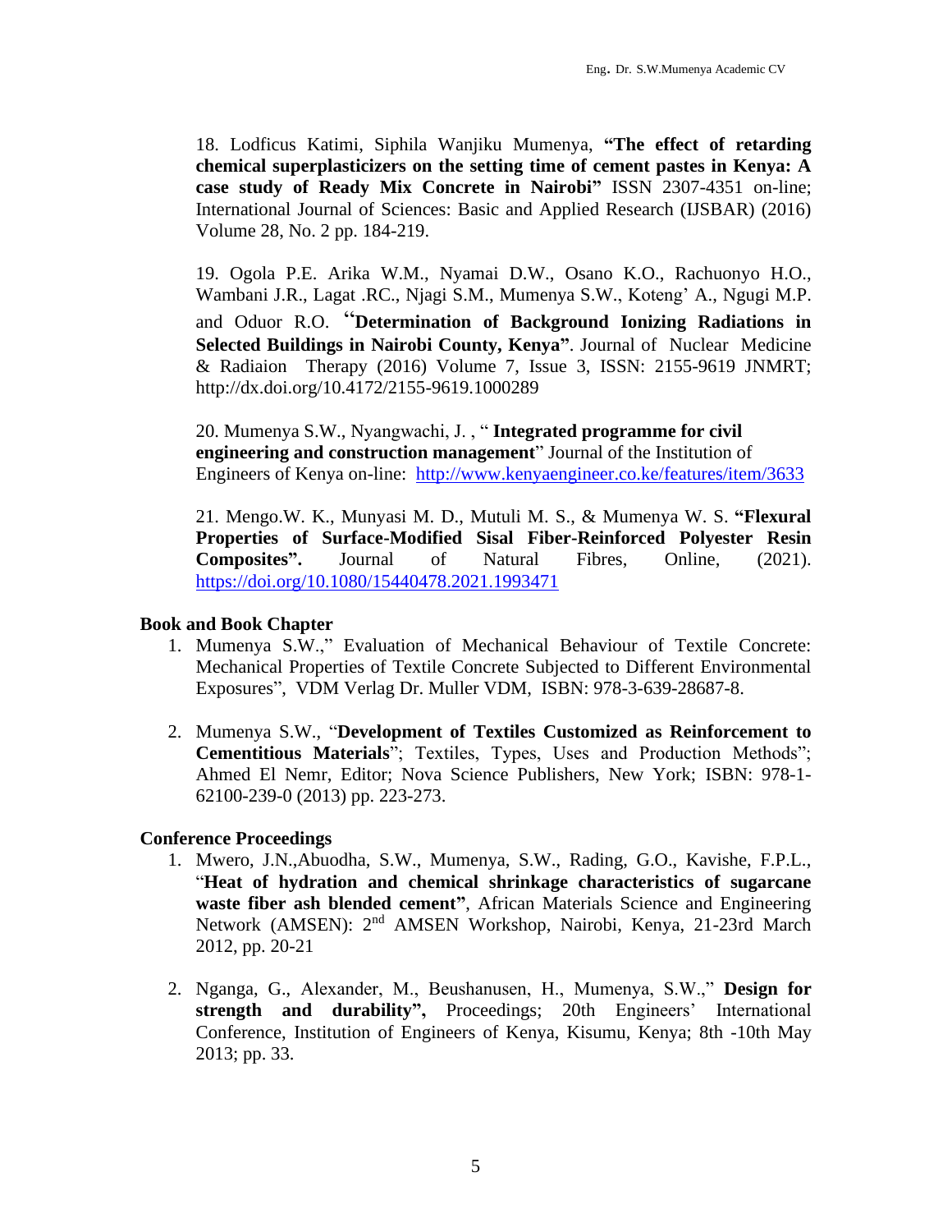18. Lodficus Katimi, Siphila Wanjiku Mumenya, **"The effect of retarding chemical superplasticizers on the setting time of cement pastes in Kenya: A case study of Ready Mix Concrete in Nairobi"** ISSN 2307-4351 on-line; International Journal of Sciences: Basic and Applied Research (IJSBAR) (2016) Volume 28, No. 2 pp. 184-219.

19. Ogola P.E. Arika W.M., Nyamai D.W., Osano K.O., Rachuonyo H.O., Wambani J.R., Lagat .RC., Njagi S.M., Mumenya S.W., Koteng' A., Ngugi M.P. and Oduor R.O. "**Determination of Background Ionizing Radiations in Selected Buildings in Nairobi County, Kenya"**. Journal of Nuclear Medicine & Radiaion Therapy (2016) Volume 7, Issue 3, ISSN: 2155-9619 JNMRT; http://dx.doi.org/10.4172/2155-9619.1000289

20. Mumenya S.W., Nyangwachi, J. , " **Integrated programme for civil engineering and construction management**" Journal of the Institution of Engineers of Kenya on-line: http://www.kenyaengineer.co.ke/features/item/3633

21. Mengo.W. K., Munyasi M. D., Mutuli M. S., & Mumenya W. S. **"Flexural Properties of Surface-Modified Sisal Fiber-Reinforced Polyester Resin Composites".** Journal of Natural Fibres, Online, (2021). https://doi.org/10.1080/15440478.2021.1993471

**Book and Book Chapter**

1. Mumenya S.W.," Evaluation of Mechanical Behaviour of Textile Concrete: Mechanical Properties of Textile Concrete Subjected to Different Environmental Exposures", VDM Verlag Dr. Muller VDM, ISBN: 978-3-639-28687-8.

2. Mumenya S.W., "**Development of Textiles Customized as Reinforcement to Cementitious Materials**"; Textiles, Types, Uses and Production Methods"; Ahmed El Nemr, Editor; Nova Science Publishers, New York; ISBN: 978-1-62100-239-0 (2013) pp. 223-273.

**Conference Proceedings**

1. Mwero, J.N.,Abuodha, S.W., Mumenya, S.W., Rading, G.O., Kavishe, F.P.L., "**Heat of hydration and chemical shrinkage characteristics of sugarcane waste fiber ash blended cement"**, African Materials Science and Engineering Network (AMSEN): 2nd AMSEN Workshop, Nairobi, Kenya, 21-23rd March 2012, pp. 20-21

2. Nganga, G., Alexander, M., Beushanusen, H., Mumenya, S.W.," **Design for strength and durability",** Proceedings; 20th Engineers' International Conference, Institution of Engineers of Kenya, Kisumu, Kenya; 8th -10th May 2013; pp. 33.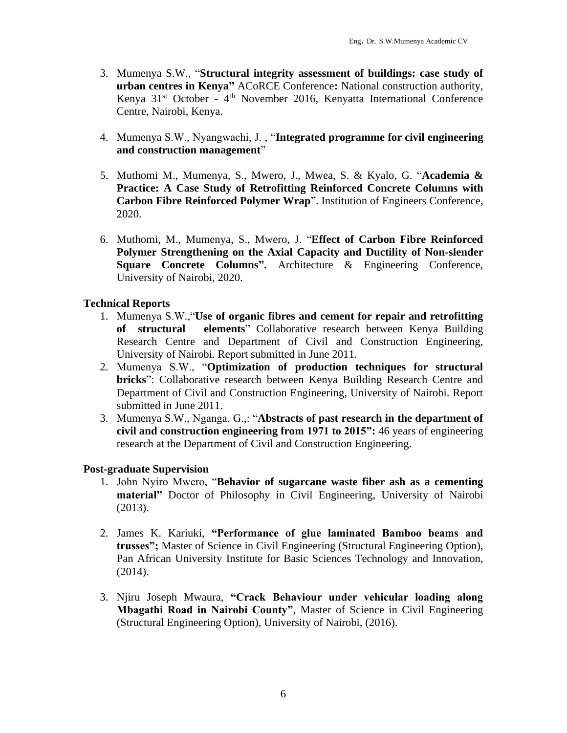3. Mumenya S.W., "**Structural integrity assessment of buildings: case study of urban centres in Kenya"** ACoRCE Conference**:** National construction authority, Kenya 31st October - 4th November 2016, Kenyatta International Conference Centre, Nairobi, Kenya.

4. Mumenya S.W., Nyangwachi, J. , "**Integrated programme for civil engineering and construction management**"

5. Muthomi M., Mumenya, S., Mwero, J., Mwea, S. & Kyalo, G. "**Academia & Practice: A Case Study of Retrofitting Reinforced Concrete Columns with Carbon Fibre Reinforced Polymer Wrap**". Institution of Engineers Conference, 2020.

6. Muthomi, M., Mumenya, S., Mwero, J. "**Effect of Carbon Fibre Reinforced Polymer Strengthening on the Axial Capacity and Ductility of Non-slender Square Concrete Columns".** Architecture & Engineering Conference, University of Nairobi, 2020.

**Technical Reports**

1. Mumenya S.W.,"**Use of organic fibres and cement for repair and retrofitting of structural elements**" Collaborative research between Kenya Building Research Centre and Department of Civil and Construction Engineering, University of Nairobi. Report submitted in June 2011.
2. Mumenya S.W., "**Optimization of production techniques for structural bricks**": Collaborative research between Kenya Building Research Centre and Department of Civil and Construction Engineering, University of Nairobi. Report submitted in June 2011.
3. Mumenya S.W., Nganga, G.,: "**Abstracts of past research in the department of civil and construction engineering from 1971 to 2015":** 46 years of engineering research at the Department of Civil and Construction Engineering.

**Post-graduate Supervision**

1. John Nyiro Mwero, "**Behavior of sugarcane waste fiber ash as a cementing material"** Doctor of Philosophy in Civil Engineering, University of Nairobi (2013).

2. James K. Kariuki, **"Performance of glue laminated Bamboo beams and trusses";** Master of Science in Civil Engineering (Structural Engineering Option), Pan African University Institute for Basic Sciences Technology and Innovation, (2014).

3. Njiru Joseph Mwaura, **"Crack Behaviour under vehicular loading along Mbagathi Road in Nairobi County"**, Master of Science in Civil Engineering (Structural Engineering Option), University of Nairobi, (2016).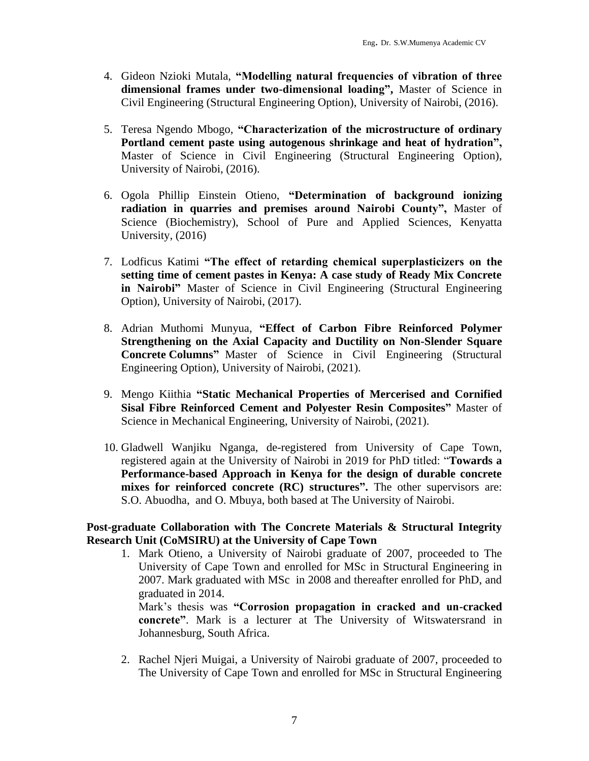4. Gideon Nzioki Mutala, **"Modelling natural frequencies of vibration of three dimensional frames under two-dimensional loading",** Master of Science in Civil Engineering (Structural Engineering Option), University of Nairobi, (2016).

5. Teresa Ngendo Mbogo, **"Characterization of the microstructure of ordinary Portland cement paste using autogenous shrinkage and heat of hydration",** Master of Science in Civil Engineering (Structural Engineering Option), University of Nairobi, (2016).

6. Ogola Phillip Einstein Otieno, **"Determination of background ionizing radiation in quarries and premises around Nairobi County",** Master of Science (Biochemistry), School of Pure and Applied Sciences, Kenyatta University, (2016)

7. Lodficus Katimi **"The effect of retarding chemical superplasticizers on the setting time of cement pastes in Kenya: A case study of Ready Mix Concrete in Nairobi"** Master of Science in Civil Engineering (Structural Engineering Option), University of Nairobi, (2017).

8. Adrian Muthomi Munyua, **"Effect of Carbon Fibre Reinforced Polymer Strengthening on the Axial Capacity and Ductility on Non-Slender Square Concrete Columns"** Master of Science in Civil Engineering (Structural Engineering Option), University of Nairobi, (2021).

9. Mengo Kiithia **"Static Mechanical Properties of Mercerised and Cornified Sisal Fibre Reinforced Cement and Polyester Resin Composites"** Master of Science in Mechanical Engineering, University of Nairobi, (2021).

10. Gladwell Wanjiku Nganga, de-registered from University of Cape Town, registered again at the University of Nairobi in 2019 for PhD titled: "**Towards a Performance-based Approach in Kenya for the design of durable concrete mixes for reinforced concrete (RC) structures".** The other supervisors are: S.O. Abuodha, and O. Mbuya, both based at The University of Nairobi.

**Post-graduate Collaboration with The Concrete Materials & Structural Integrity Research Unit (CoMSIRU) at the University of Cape Town**

1. Mark Otieno, a University of Nairobi graduate of 2007, proceeded to The University of Cape Town and enrolled for MSc in Structural Engineering in 2007. Mark graduated with MSc in 2008 and thereafter enrolled for PhD, and graduated in 2014.
   Mark's thesis was **"Corrosion propagation in cracked and un-cracked concrete"**. Mark is a lecturer at The University of Witswatersrand in Johannesburg, South Africa.

2. Rachel Njeri Muigai, a University of Nairobi graduate of 2007, proceeded to The University of Cape Town and enrolled for MSc in Structural Engineering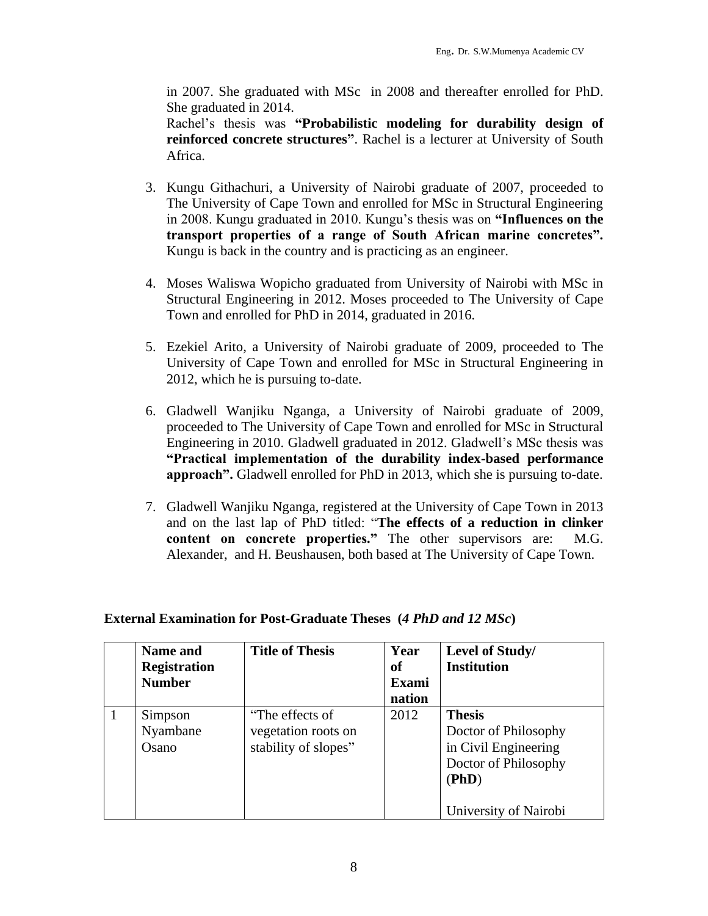in 2007. She graduated with MSc in 2008 and thereafter enrolled for PhD. She graduated in 2014.
Rachel's thesis was **"Probabilistic modeling for durability design of reinforced concrete structures"**. Rachel is a lecturer at University of South Africa.

3. Kungu Githachuri, a University of Nairobi graduate of 2007, proceeded to The University of Cape Town and enrolled for MSc in Structural Engineering in 2008. Kungu graduated in 2010. Kungu's thesis was on **"Influences on the transport properties of a range of South African marine concretes".** Kungu is back in the country and is practicing as an engineer.

4. Moses Waliswa Wopicho graduated from University of Nairobi with MSc in Structural Engineering in 2012. Moses proceeded to The University of Cape Town and enrolled for PhD in 2014, graduated in 2016.

5. Ezekiel Arito, a University of Nairobi graduate of 2009, proceeded to The University of Cape Town and enrolled for MSc in Structural Engineering in 2012, which he is pursuing to-date.

6. Gladwell Wanjiku Nganga, a University of Nairobi graduate of 2009, proceeded to The University of Cape Town and enrolled for MSc in Structural Engineering in 2010. Gladwell graduated in 2012. Gladwell's MSc thesis was **"Practical implementation of the durability index-based performance approach".** Gladwell enrolled for PhD in 2013, which she is pursuing to-date.

7. Gladwell Wanjiku Nganga, registered at the University of Cape Town in 2013 and on the last lap of PhD titled: "**The effects of a reduction in clinker content on concrete properties."** The other supervisors are: M.G. Alexander, and H. Beushausen, both based at The University of Cape Town.

**External Examination for Post-Graduate Theses (*4 PhD and 12 MSc*)**

| | Name and Registration Number | Title of Thesis | Year of Examination | Level of Study/ Institution |
|---|---|---|---|---|
| 1 | Simpson Nyambane Osano | "The effects of vegetation roots on stability of slopes" | 2012 | **Thesis** Doctor of Philosophy in Civil Engineering Doctor of Philosophy (**PhD**) University of Nairobi |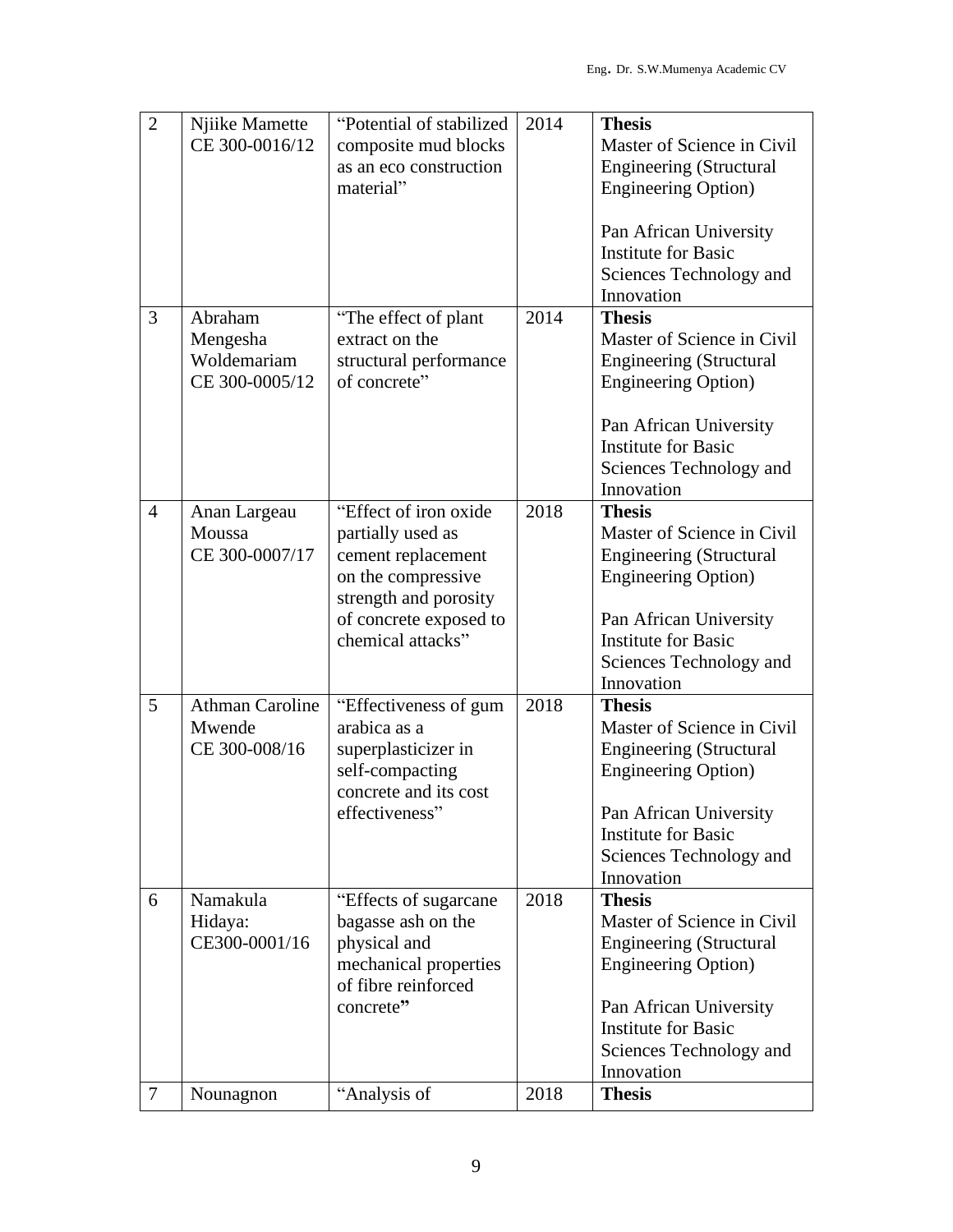| 2 | Njiike Mamette CE 300-0016/12 | "Potential of stabilized composite mud blocks as an eco construction material" | 2014 | **Thesis** Master of Science in Civil Engineering (Structural Engineering Option)<br><br>Pan African University Institute for Basic Sciences Technology and Innovation |
|---|---|---|---|---|
| 3 | Abraham Mengesha Woldemariam CE 300-0005/12 | "The effect of plant extract on the structural performance of concrete" | 2014 | **Thesis** Master of Science in Civil Engineering (Structural Engineering Option)<br><br>Pan African University Institute for Basic Sciences Technology and Innovation |
| 4 | Anan Largeau Moussa CE 300-0007/17 | "Effect of iron oxide partially used as cement replacement on the compressive strength and porosity of concrete exposed to chemical attacks" | 2018 | **Thesis** Master of Science in Civil Engineering (Structural Engineering Option)<br><br>Pan African University Institute for Basic Sciences Technology and Innovation |
| 5 | Athman Caroline Mwende CE 300-008/16 | "Effectiveness of gum arabica as a superplasticizer in self-compacting concrete and its cost effectiveness" | 2018 | **Thesis** Master of Science in Civil Engineering (Structural Engineering Option)<br><br>Pan African University Institute for Basic Sciences Technology and Innovation |
| 6 | Namakula Hidaya: CE300-0001/16 | "Effects of sugarcane bagasse ash on the physical and mechanical properties of fibre reinforced concrete" | 2018 | **Thesis** Master of Science in Civil Engineering (Structural Engineering Option)<br><br>Pan African University Institute for Basic Sciences Technology and Innovation |
| 7 | Nounagnon | "Analysis of | 2018 | **Thesis** |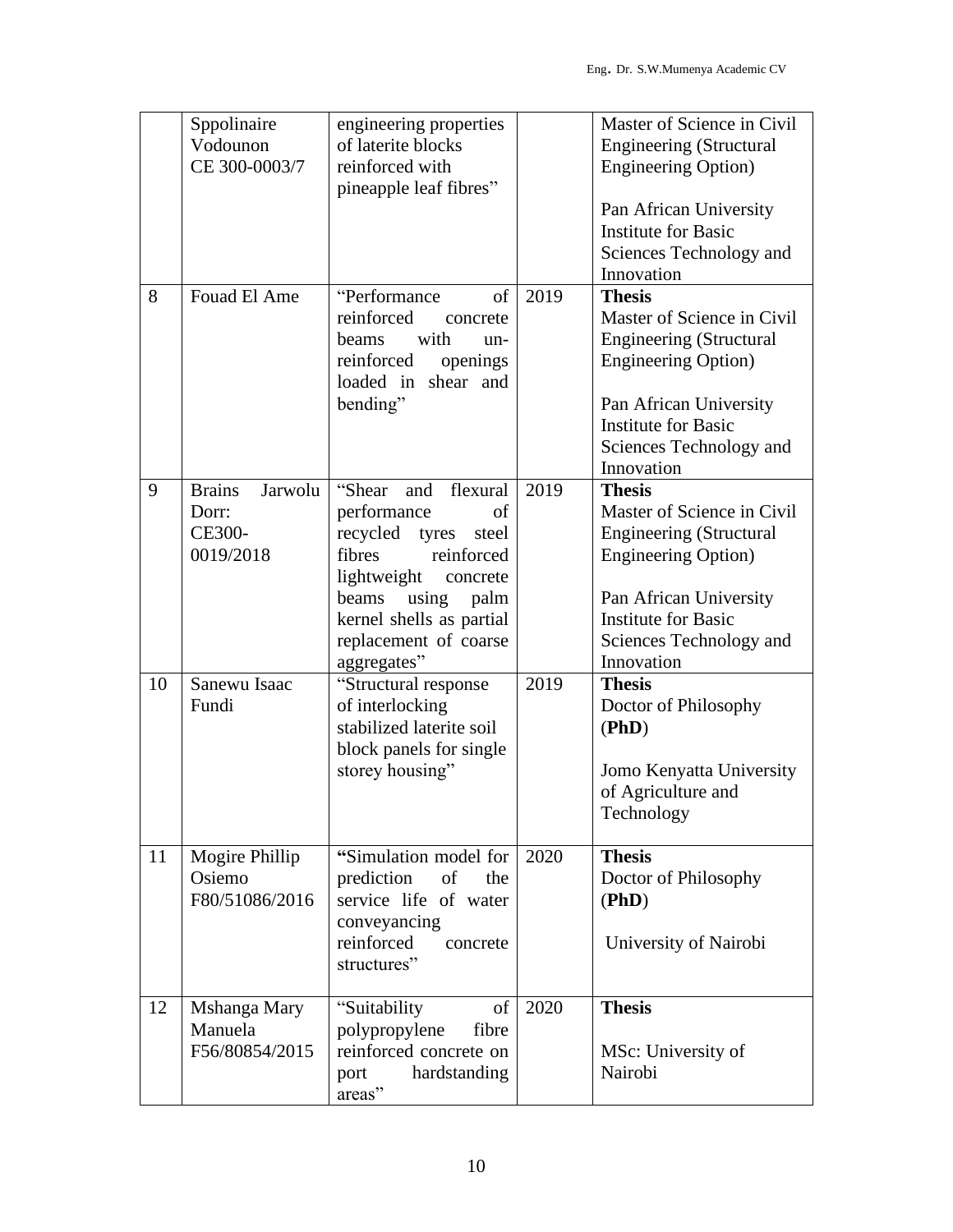|  |  |  |  |  |
|---|---|---|---|---|
|  | Sppolinaire Vodounon CE 300-0003/7 | engineering properties of laterite blocks reinforced with pineapple leaf fibres" |  | Master of Science in Civil Engineering (Structural Engineering Option)<br><br>Pan African University Institute for Basic Sciences Technology and Innovation |
| 8 | Fouad El Ame | "Performance of reinforced concrete beams with un-reinforced openings loaded in shear and bending" | 2019 | **Thesis**<br>Master of Science in Civil Engineering (Structural Engineering Option)<br><br>Pan African University Institute for Basic Sciences Technology and Innovation |
| 9 | Brains Jarwolu Dorr:<br>CE300-0019/2018 | "Shear and flexural performance of recycled tyres steel fibres reinforced lightweight concrete beams using palm kernel shells as partial replacement of coarse aggregates" | 2019 | **Thesis**<br>Master of Science in Civil Engineering (Structural Engineering Option)<br><br>Pan African University Institute for Basic Sciences Technology and Innovation |
| 10 | Sanewu Isaac Fundi | "Structural response of interlocking stabilized laterite soil block panels for single storey housing" | 2019 | **Thesis**<br>Doctor of Philosophy (**PhD**)<br><br>Jomo Kenyatta University of Agriculture and Technology |
| 11 | Mogire Phillip Osiemo F80/51086/2016 | "Simulation model for prediction of the service life of water conveyancing reinforced concrete structures" | 2020 | **Thesis**<br>Doctor of Philosophy (**PhD**)<br><br>University of Nairobi |
| 12 | Mshanga Mary Manuela F56/80854/2015 | "Suitability of polypropylene fibre reinforced concrete on port hardstanding areas" | 2020 | **Thesis**<br><br>MSc: University of Nairobi |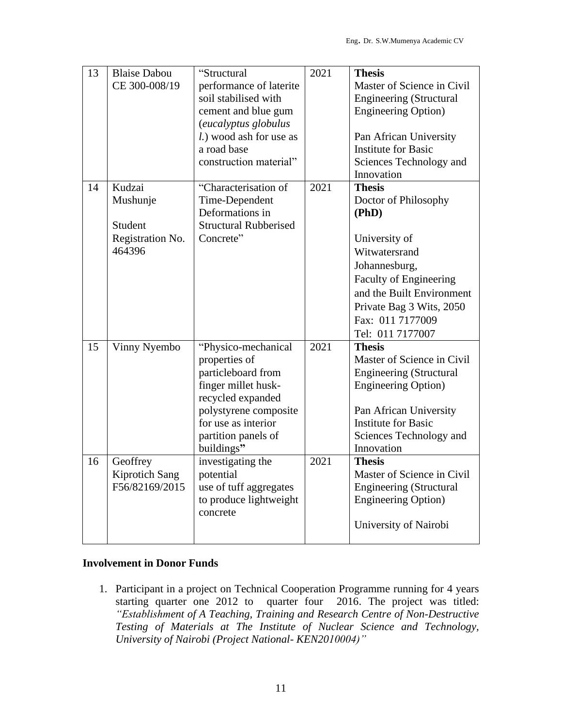| 13 | Blaise Dabou CE 300-008/19 | "Structural performance of laterite soil stabilised with cement and blue gum (*eucalyptus globulus l.*) wood ash for use as a road base construction material" | 2021 | **Thesis** Master of Science in Civil Engineering (Structural Engineering Option) <br><br> Pan African University Institute for Basic Sciences Technology and Innovation |
|---|---|---|---|---|
| 14 | Kudzai Mushunje <br><br> Student Registration No. 464396 | "Characterisation of Time-Dependent Deformations in Structural Rubberised Concrete" | 2021 | **Thesis** Doctor of Philosophy **(PhD)** <br><br> University of Witwatersrand Johannesburg, Faculty of Engineering and the Built Environment Private Bag 3 Wits, 2050 Fax: 011 7177009 Tel: 011 7177007 |
| 15 | Vinny Nyembo | "Physico-mechanical properties of particleboard from finger millet husk-recycled expanded polystyrene composite for use as interior partition panels of buildings" | 2021 | **Thesis** Master of Science in Civil Engineering (Structural Engineering Option) <br><br> Pan African University Institute for Basic Sciences Technology and Innovation |
| 16 | Geoffrey Kiprotich Sang F56/82169/2015 | investigating the potential use of tuff aggregates to produce lightweight concrete | 2021 | **Thesis** Master of Science in Civil Engineering (Structural Engineering Option) <br><br> University of Nairobi |

**Involvement in Donor Funds**

1. Participant in a project on Technical Cooperation Programme running for 4 years starting quarter one 2012 to quarter four 2016. The project was titled: *"Establishment of A Teaching, Training and Research Centre of Non-Destructive Testing of Materials at The Institute of Nuclear Science and Technology, University of Nairobi (Project National- KEN2010004)"*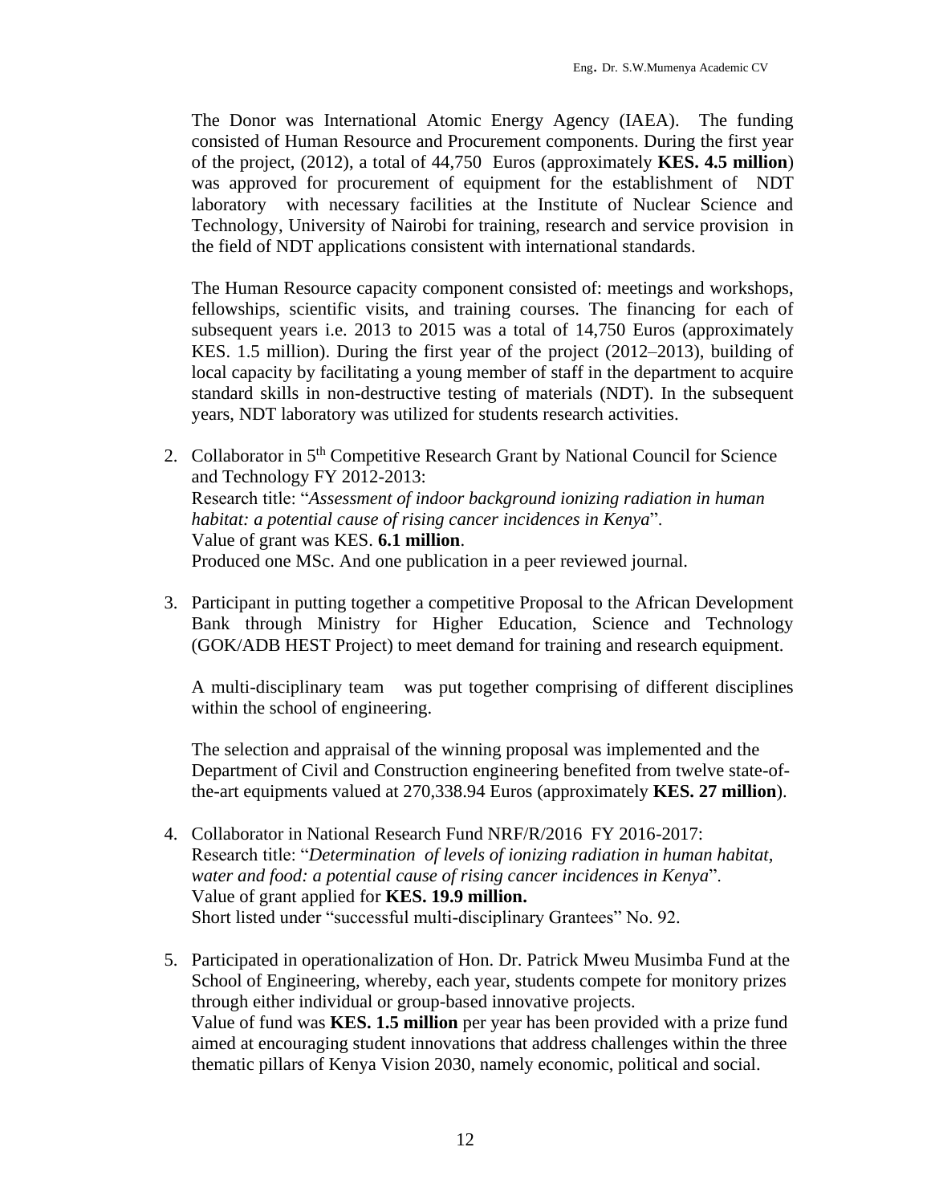The Donor was International Atomic Energy Agency (IAEA). The funding consisted of Human Resource and Procurement components. During the first year of the project, (2012), a total of 44,750 Euros (approximately **KES. 4.5 million**) was approved for procurement of equipment for the establishment of NDT laboratory with necessary facilities at the Institute of Nuclear Science and Technology, University of Nairobi for training, research and service provision in the field of NDT applications consistent with international standards.

The Human Resource capacity component consisted of: meetings and workshops, fellowships, scientific visits, and training courses. The financing for each of subsequent years i.e. 2013 to 2015 was a total of 14,750 Euros (approximately KES. 1.5 million). During the first year of the project (2012–2013), building of local capacity by facilitating a young member of staff in the department to acquire standard skills in non-destructive testing of materials (NDT). In the subsequent years, NDT laboratory was utilized for students research activities.

2. Collaborator in 5th Competitive Research Grant by National Council for Science and Technology FY 2012-2013:
   Research title: "*Assessment of indoor background ionizing radiation in human habitat: a potential cause of rising cancer incidences in Kenya*".
   Value of grant was KES. **6.1 million**.
   Produced one MSc. And one publication in a peer reviewed journal.

3. Participant in putting together a competitive Proposal to the African Development Bank through Ministry for Higher Education, Science and Technology (GOK/ADB HEST Project) to meet demand for training and research equipment.

   A multi-disciplinary team was put together comprising of different disciplines within the school of engineering.

   The selection and appraisal of the winning proposal was implemented and the Department of Civil and Construction engineering benefited from twelve state-of-the-art equipments valued at 270,338.94 Euros (approximately **KES. 27 million**).

4. Collaborator in National Research Fund NRF/R/2016 FY 2016-2017:
   Research title: "*Determination of levels of ionizing radiation in human habitat, water and food: a potential cause of rising cancer incidences in Kenya*".
   Value of grant applied for **KES. 19.9 million.**
   Short listed under "successful multi-disciplinary Grantees" No. 92.

5. Participated in operationalization of Hon. Dr. Patrick Mweu Musimba Fund at the School of Engineering, whereby, each year, students compete for monitory prizes through either individual or group-based innovative projects.
   Value of fund was **KES. 1.5 million** per year has been provided with a prize fund aimed at encouraging student innovations that address challenges within the three thematic pillars of Kenya Vision 2030, namely economic, political and social.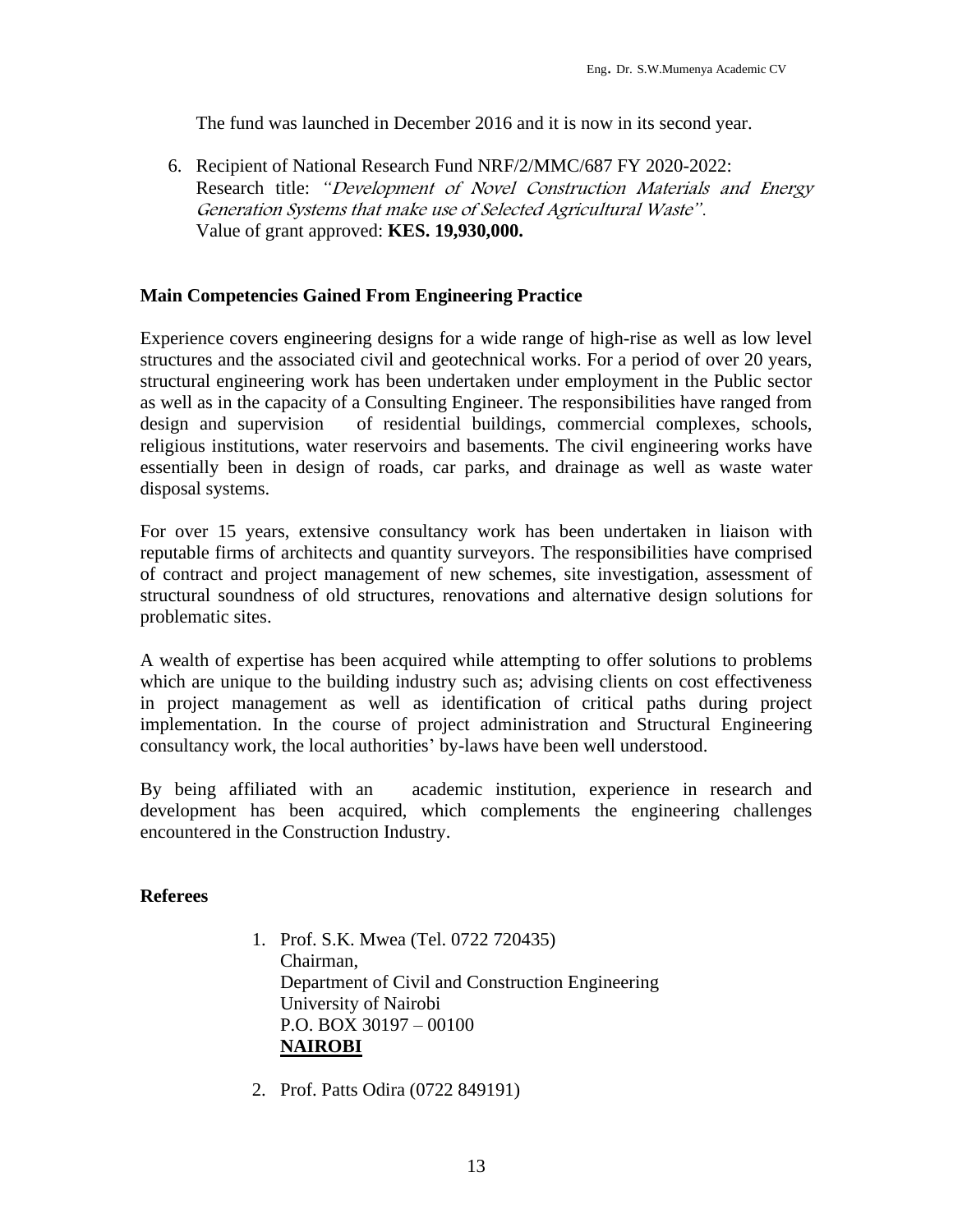The fund was launched in December 2016 and it is now in its second year.

6. Recipient of National Research Fund NRF/2/MMC/687 FY 2020-2022:
   Research title: *"Development of Novel Construction Materials and Energy Generation Systems that make use of Selected Agricultural Waste"*.
   Value of grant approved: **KES. 19,930,000.**

**Main Competencies Gained From Engineering Practice**

Experience covers engineering designs for a wide range of high-rise as well as low level structures and the associated civil and geotechnical works. For a period of over 20 years, structural engineering work has been undertaken under employment in the Public sector as well as in the capacity of a Consulting Engineer. The responsibilities have ranged from design and supervision of residential buildings, commercial complexes, schools, religious institutions, water reservoirs and basements. The civil engineering works have essentially been in design of roads, car parks, and drainage as well as waste water disposal systems.

For over 15 years, extensive consultancy work has been undertaken in liaison with reputable firms of architects and quantity surveyors. The responsibilities have comprised of contract and project management of new schemes, site investigation, assessment of structural soundness of old structures, renovations and alternative design solutions for problematic sites.

A wealth of expertise has been acquired while attempting to offer solutions to problems which are unique to the building industry such as; advising clients on cost effectiveness in project management as well as identification of critical paths during project implementation. In the course of project administration and Structural Engineering consultancy work, the local authorities' by-laws have been well understood.

By being affiliated with an academic institution, experience in research and development has been acquired, which complements the engineering challenges encountered in the Construction Industry.

**Referees**

1. Prof. S.K. Mwea (Tel. 0722 720435)
   Chairman,
   Department of Civil and Construction Engineering
   University of Nairobi
   P.O. BOX 30197 – 00100
   **<u>NAIROBI</u>**

2. Prof. Patts Odira (0722 849191)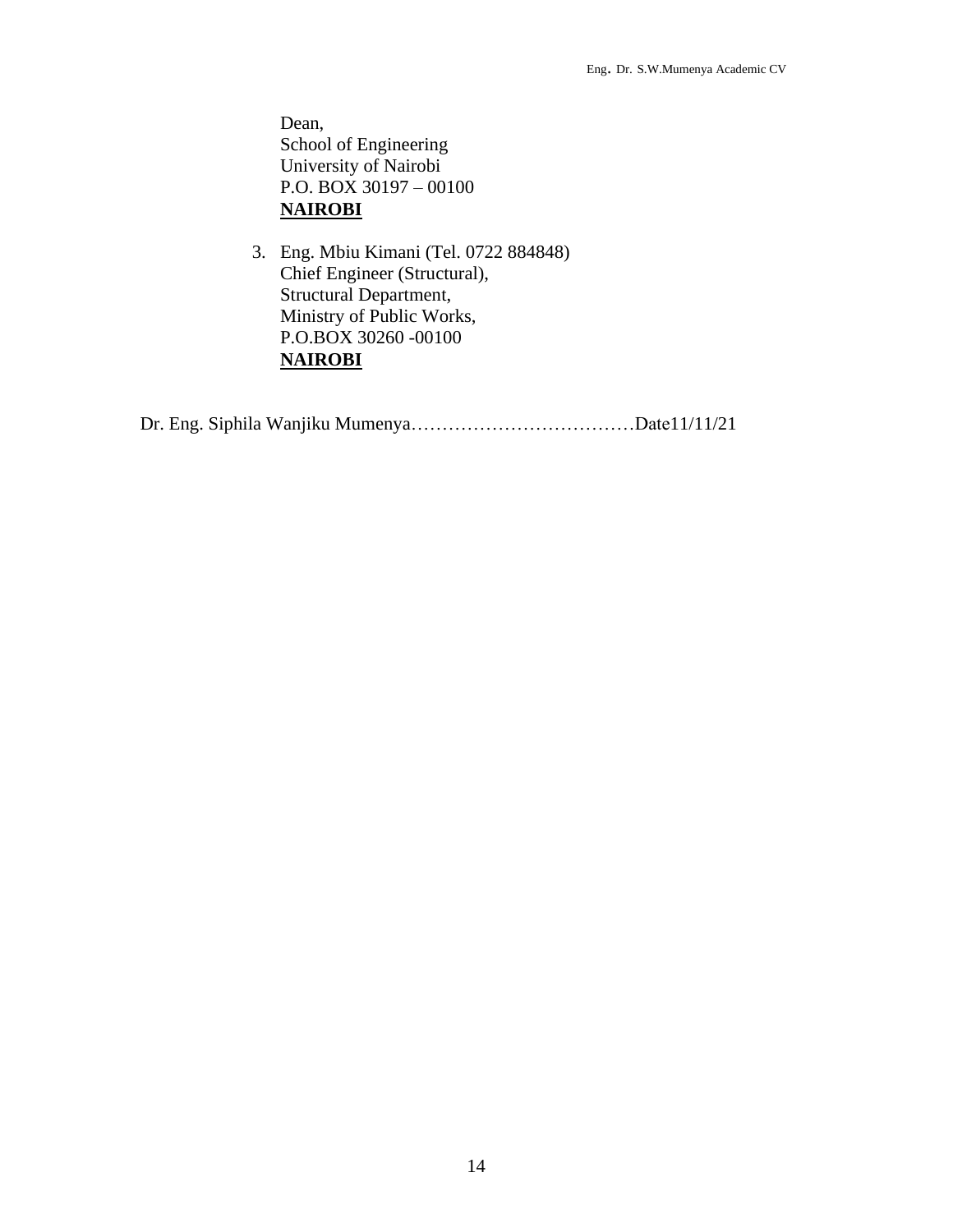Dean,
School of Engineering
University of Nairobi
P.O. BOX 30197 – 00100
**NAIROBI**

3. Eng. Mbiu Kimani (Tel. 0722 884848)
   Chief Engineer (Structural),
   Structural Department,
   Ministry of Public Works,
   P.O.BOX 30260 -00100
   **NAIROBI**

Dr. Eng. Siphila Wanjiku Mumenya………………………………Date11/11/21